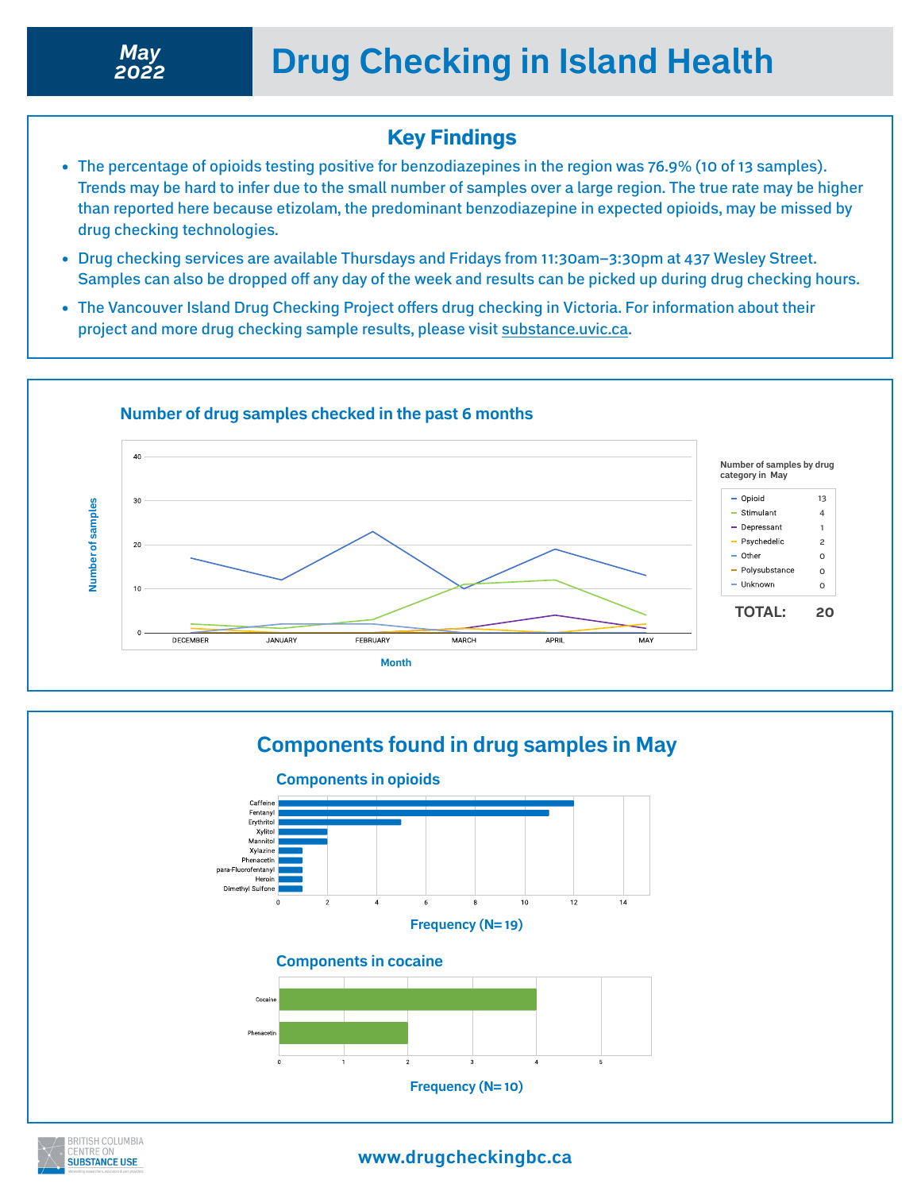# Drug Checking in Island Health

**May 2022**

## Key Findings

- The percentage of opioids testing positive for benzodiazepines in the region was 76.9% (10 of 13 samples). Trends may be hard to infer due to the small number of samples over a large region. The true rate may be higher than reported here because etizolam, the predominant benzodiazepine in expected opioids, may be missed by drug checking technologies.
- Drug checking services are available Thursdays and Fridays from 11:30am–3:30pm at 437 Wesley Street. Samples can also be dropped off any day of the week and results can be picked up during drug checking hours.
- The Vancouver Island Drug Checking Project offers drug checking in Victoria. For information about their project and more drug checking sample results, please visit substance.uvic.ca.

## Number of drug samples checked in the past 6 months

**Number of samples by drug category in May**

| Category | Count |
|---|---|
| Opioid | 13 |
| Stimulant | 4 |
| Depressant | 1 |
| Psychedelic | 2 |
| Other | 0 |
| Polysubstance | 0 |
| Unknown | 0 |
| **TOTAL:** | **20** |

## Components found in drug samples in May

### Components in opioids

| Component | Frequency |
|---|---|
| Caffeine | 12 |
| Fentanyl | 11 |
| Erythritol | 5 |
| Xylitol | 2 |
| Mannitol | 2 |
| Xylazine | 1 |
| Phenacetin | 1 |
| para-Fluorofentanyl | 1 |
| Heroin | 1 |
| Dimethyl Sulfone | 1 |

Frequency (N= 19)

### Components in cocaine

| Component | Frequency |
|---|---|
| Cocaine | 4 |
| Phenacetin | 2 |

Frequency (N= 10)

www.drugcheckingbc.ca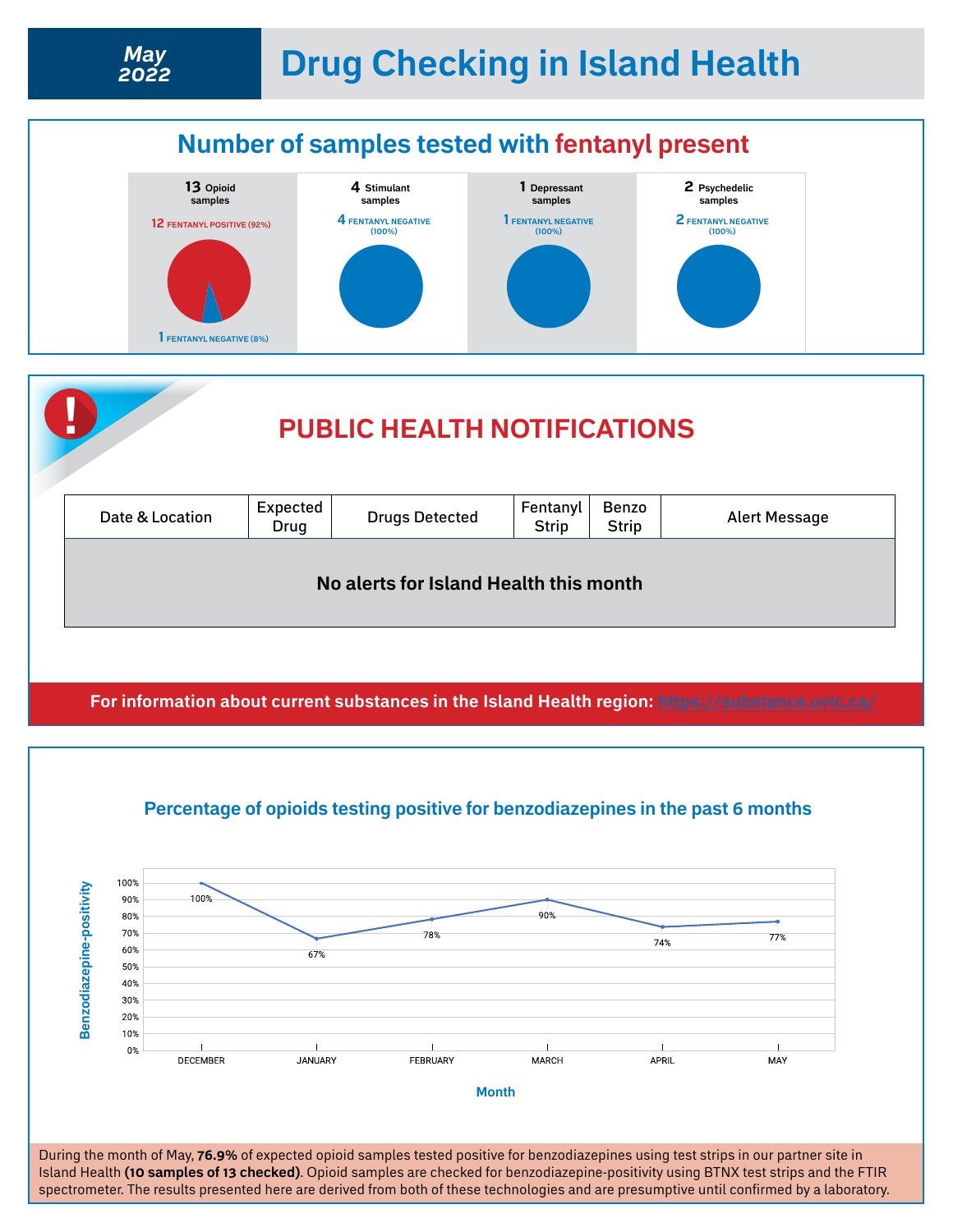# May 2022 Drug Checking in Island Health

## Number of samples tested with fentanyl present

**13** Opioid samples
12 FENTANYL POSITIVE (92%)
1 FENTANYL NEGATIVE (8%)

**4** Stimulant samples
4 FENTANYL NEGATIVE (100%)

**1** Depressant samples
1 FENTANYL NEGATIVE (100%)

**2** Psychedelic samples
2 FENTANYL NEGATIVE (100%)

## PUBLIC HEALTH NOTIFICATIONS

| Date & Location | Expected Drug | Drugs Detected | Fentanyl Strip | Benzo Strip | Alert Message |
|---|---|---|---|---|---|
| No alerts for Island Health this month | | | | | |

For information about current substances in the Island Health region: https://substance.uvic.ca/

## Percentage of opioids testing positive for benzodiazepines in the past 6 months

| Month | Benzodiazepine-positivity |
|---|---|
| DECEMBER | 100% |
| JANUARY | 67% |
| FEBRUARY | 78% |
| MARCH | 90% |
| APRIL | 74% |
| MAY | 77% |

During the month of May, **76.9%** of expected opioid samples tested positive for benzodiazepines using test strips in our partner site in Island Health **(10 samples of 13 checked)**. Opioid samples are checked for benzodiazepine-positivity using BTNX test strips and the FTIR spectrometer. The results presented here are derived from both of these technologies and are presumptive until confirmed by a laboratory.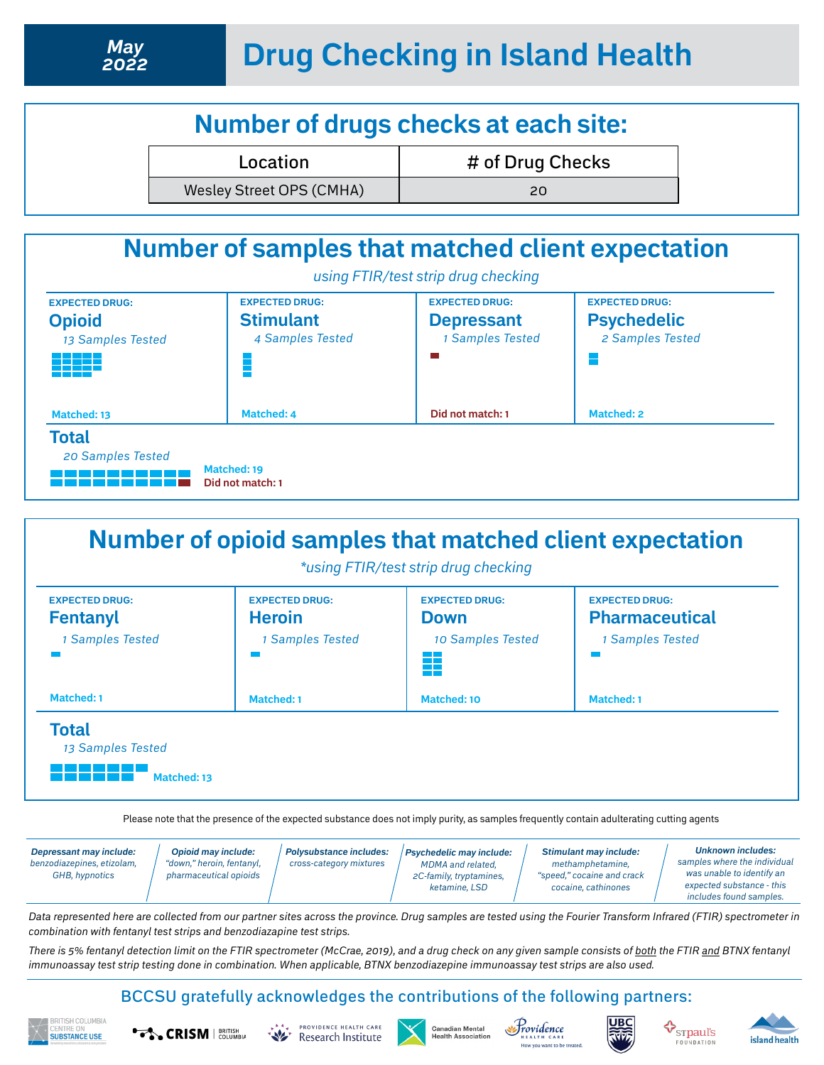# May 2022 — Drug Checking in Island Health

## Number of drugs checks at each site:

| Location | # of Drug Checks |
| --- | --- |
| Wesley Street OPS (CMHA) | 20 |

## Number of samples that matched client expectation

*using FTIR/test strip drug checking*

EXPECTED DRUG:
**Opioid**
*13 Samples Tested*
Matched: 13

EXPECTED DRUG:
**Stimulant**
*4 Samples Tested*
Matched: 4

EXPECTED DRUG:
**Depressant**
*1 Samples Tested*
Did not match: 1

EXPECTED DRUG:
**Psychedelic**
*2 Samples Tested*
Matched: 2

**Total**
*20 Samples Tested*
Matched: 19
Did not match: 1

## Number of opioid samples that matched client expectation

*\*using FTIR/test strip drug checking*

EXPECTED DRUG:
**Fentanyl**
*1 Samples Tested*
Matched: 1

EXPECTED DRUG:
**Heroin**
*1 Samples Tested*
Matched: 1

EXPECTED DRUG:
**Down**
*10 Samples Tested*
Matched: 10

EXPECTED DRUG:
**Pharmaceutical**
*1 Samples Tested*
Matched: 1

**Total**
*13 Samples Tested*
Matched: 13

Please note that the presence of the expected substance does not imply purity, as samples frequently contain adulterating cutting agents

***Depressant may include:*** benzodiazepines, etizolam, GHB, hypnotics

***Opioid may include:*** "down," heroin, fentanyl, pharmaceutical opioids

***Polysubstance includes:*** cross-category mixtures

***Psychedelic may include:*** MDMA and related, 2C-family, tryptamines, ketamine, LSD

***Stimulant may include:*** methamphetamine, "speed," cocaine and crack cocaine, cathinones

***Unknown includes:*** samples where the individual was unable to identify an expected substance - this includes found samples.

*Data represented here are collected from our partner sites across the province. Drug samples are tested using the Fourier Transform Infrared (FTIR) spectrometer in combination with fentanyl test strips and benzodiazapine test strips.*

*There is 5% fentanyl detection limit on the FTIR spectrometer (McCrae, 2019), and a drug check on any given sample consists of both the FTIR and BTNX fentanyl immunoassay test strip testing done in combination. When applicable, BTNX benzodiazepine immunoassay test strips are also used.*

## BCCSU gratefully acknowledges the contributions of the following partners:

British Columbia Centre on Substance Use · CRISM British Columbia · Providence Health Care Research Institute · Canadian Mental Health Association · Providence Health Care · UBC · St. Paul's Foundation · Island Health